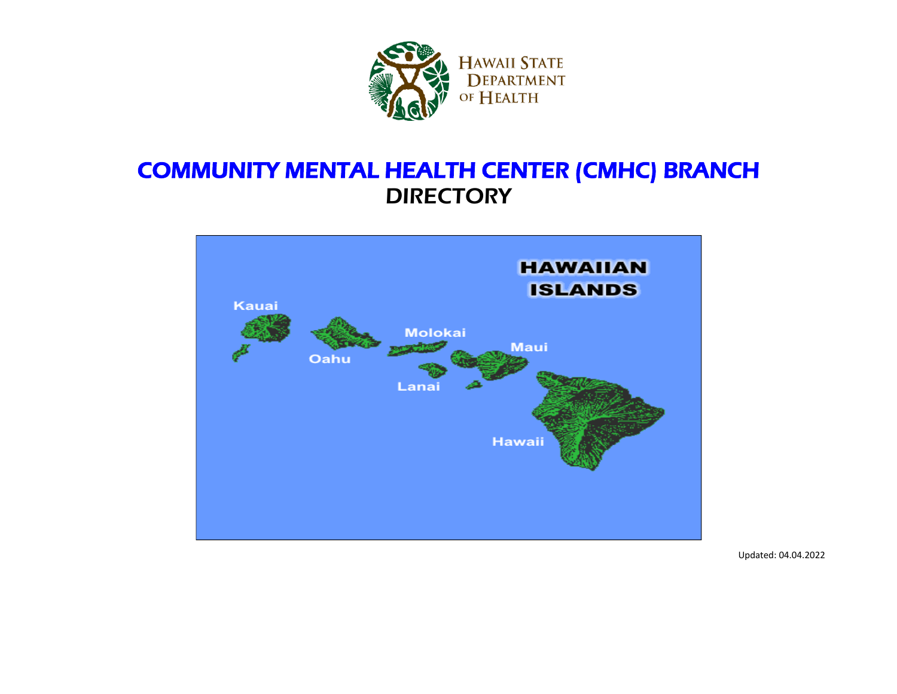HAWAII STATE DEPARTMENT OF HEALTH

# COMMUNITY MENTAL HEALTH CENTER (CMHC) BRANCH

## DIRECTORY

HAWAIIAN ISLANDS

Kauai

Oahu

Molokai

Maui

Lanai

Hawaii

Updated: 04.04.2022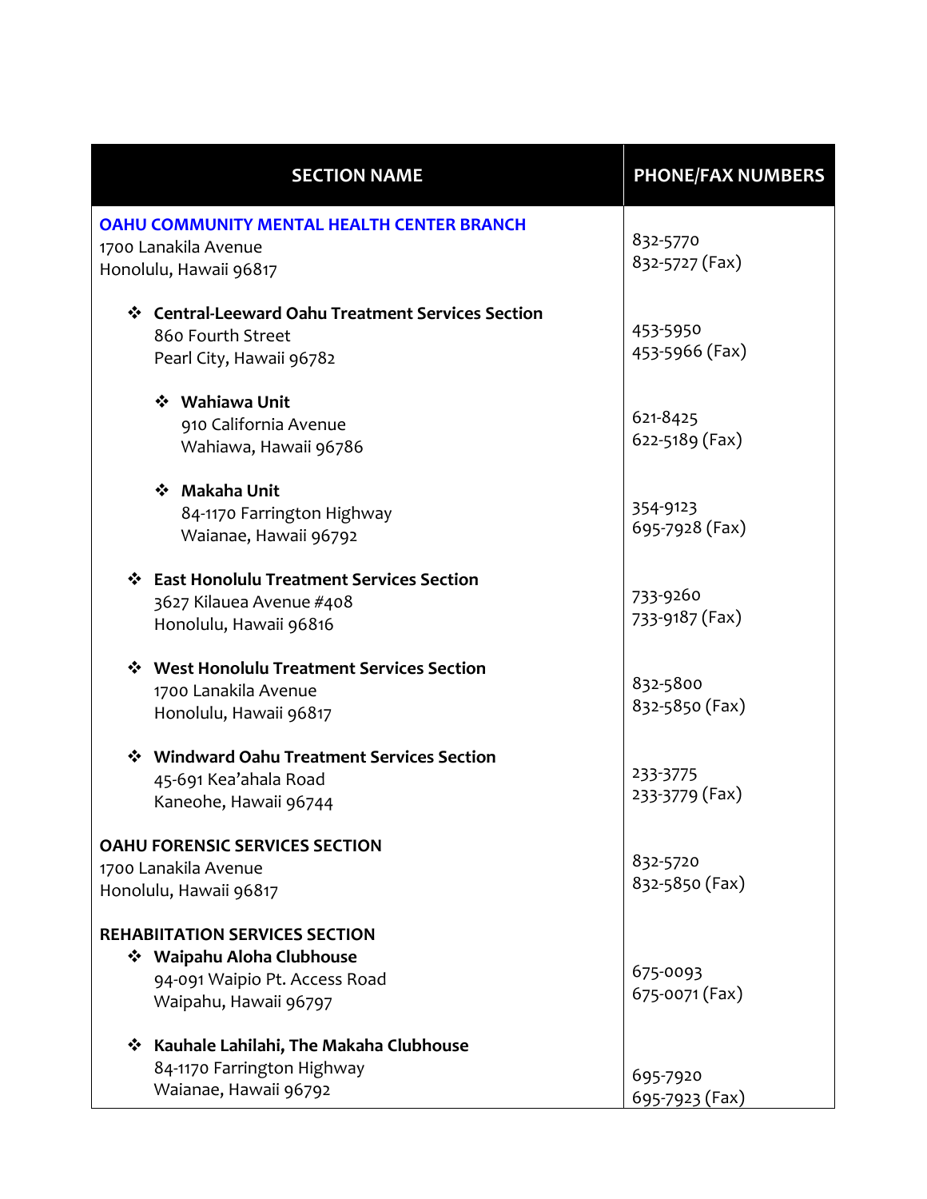| SECTION NAME | PHONE/FAX NUMBERS |
|---|---|
| **OAHU COMMUNITY MENTAL HEALTH CENTER BRANCH**<br>1700 Lanakila Avenue<br>Honolulu, Hawaii 96817 | 832-5770<br>832-5727 (Fax) |
| ❖ **Central-Leeward Oahu Treatment Services Section**<br>860 Fourth Street<br>Pearl City, Hawaii 96782 | 453-5950<br>453-5966 (Fax) |
| ❖ **Wahiawa Unit**<br>910 California Avenue<br>Wahiawa, Hawaii 96786 | 621-8425<br>622-5189 (Fax) |
| ❖ **Makaha Unit**<br>84-1170 Farrington Highway<br>Waianae, Hawaii 96792 | 354-9123<br>695-7928 (Fax) |
| ❖ **East Honolulu Treatment Services Section**<br>3627 Kilauea Avenue #408<br>Honolulu, Hawaii 96816 | 733-9260<br>733-9187 (Fax) |
| ❖ **West Honolulu Treatment Services Section**<br>1700 Lanakila Avenue<br>Honolulu, Hawaii 96817 | 832-5800<br>832-5850 (Fax) |
| ❖ **Windward Oahu Treatment Services Section**<br>45-691 Kea'ahala Road<br>Kaneohe, Hawaii 96744 | 233-3775<br>233-3779 (Fax) |
| **OAHU FORENSIC SERVICES SECTION**<br>1700 Lanakila Avenue<br>Honolulu, Hawaii 96817 | 832-5720<br>832-5850 (Fax) |
| **REHABIITATION SERVICES SECTION**<br>❖ **Waipahu Aloha Clubhouse**<br>94-091 Waipio Pt. Access Road<br>Waipahu, Hawaii 96797 | 675-0093<br>675-0071 (Fax) |
| ❖ **Kauhale Lahilahi, The Makaha Clubhouse**<br>84-1170 Farrington Highway<br>Waianae, Hawaii 96792 | 695-7920<br>695-7923 (Fax) |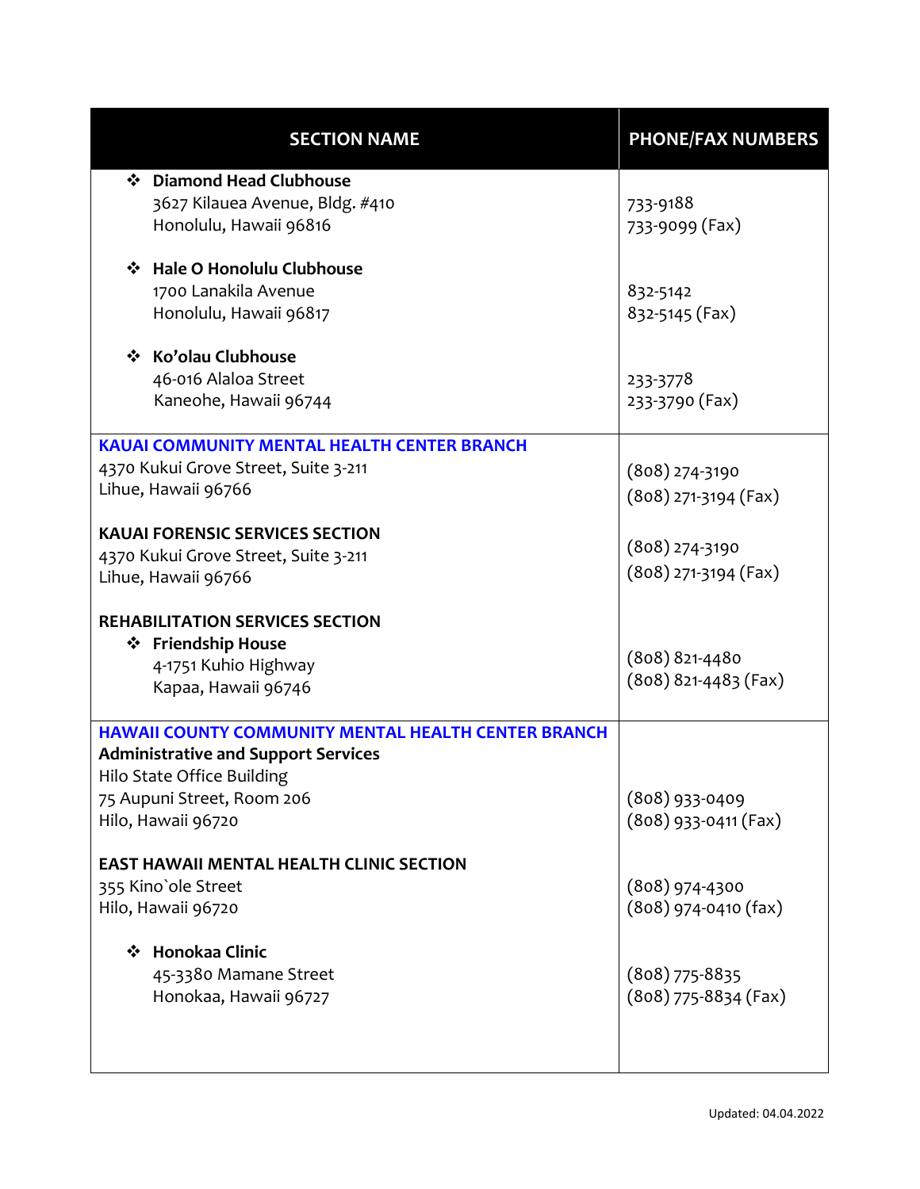| SECTION NAME | PHONE/FAX NUMBERS |
|---|---|
| ❖ **Diamond Head Clubhouse**<br>3627 Kilauea Avenue, Bldg. #410<br>Honolulu, Hawaii 96816 | 733-9188<br>733-9099 (Fax) |
| ❖ **Hale O Honolulu Clubhouse**<br>1700 Lanakila Avenue<br>Honolulu, Hawaii 96817 | 832-5142<br>832-5145 (Fax) |
| ❖ **Ko'olau Clubhouse**<br>46-016 Alaloa Street<br>Kaneohe, Hawaii 96744 | 233-3778<br>233-3790 (Fax) |
| **KAUAI COMMUNITY MENTAL HEALTH CENTER BRANCH**<br>4370 Kukui Grove Street, Suite 3-211<br>Lihue, Hawaii 96766 | (808) 274-3190<br>(808) 271-3194 (Fax) |
| **KAUAI FORENSIC SERVICES SECTION**<br>4370 Kukui Grove Street, Suite 3-211<br>Lihue, Hawaii 96766 | (808) 274-3190<br>(808) 271-3194 (Fax) |
| **REHABILITATION SERVICES SECTION**<br>❖ **Friendship House**<br>4-1751 Kuhio Highway<br>Kapaa, Hawaii 96746 | (808) 821-4480<br>(808) 821-4483 (Fax) |
| **HAWAII COUNTY COMMUNITY MENTAL HEALTH CENTER BRANCH**<br>**Administrative and Support Services**<br>Hilo State Office Building<br>75 Aupuni Street, Room 206<br>Hilo, Hawaii 96720 | (808) 933-0409<br>(808) 933-0411 (Fax) |
| **EAST HAWAII MENTAL HEALTH CLINIC SECTION**<br>355 Kino`ole Street<br>Hilo, Hawaii 96720 | (808) 974-4300<br>(808) 974-0410 (fax) |
| ❖ **Honokaa Clinic**<br>45-3380 Mamane Street<br>Honokaa, Hawaii 96727 | (808) 775-8835<br>(808) 775-8834 (Fax) |

Updated: 04.04.2022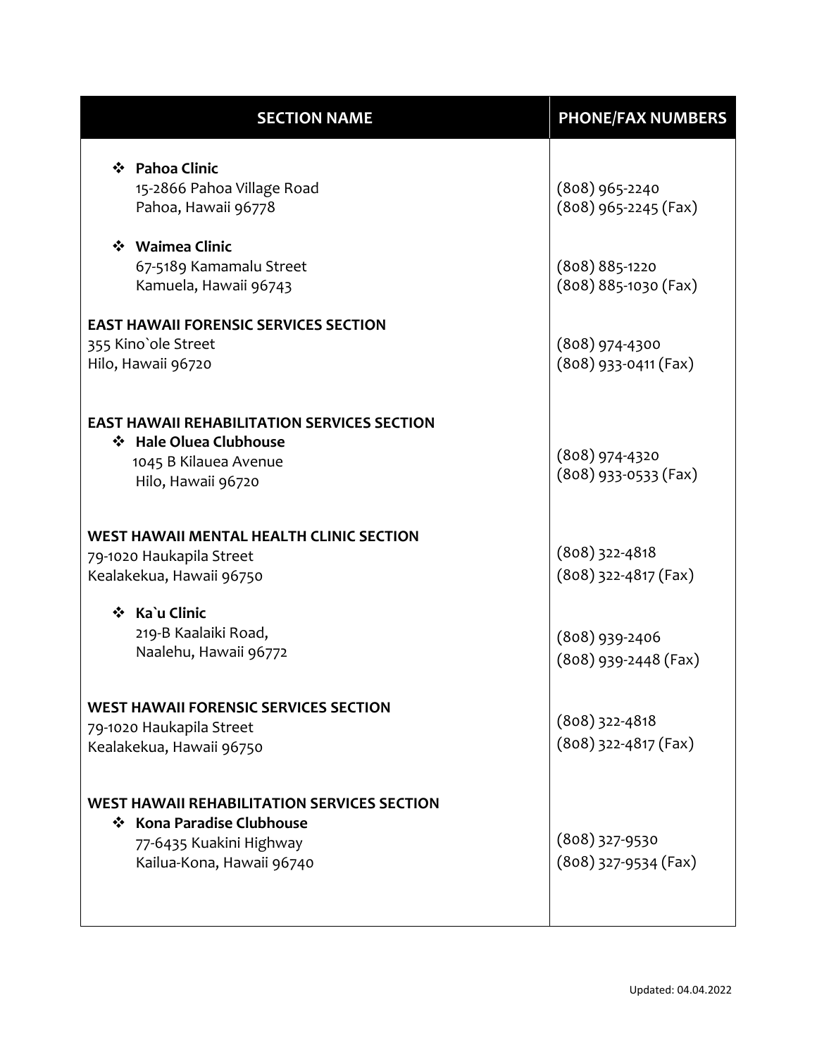| SECTION NAME | PHONE/FAX NUMBERS |
| --- | --- |
| ❖ **Pahoa Clinic**<br>15-2866 Pahoa Village Road<br>Pahoa, Hawaii 96778 | (808) 965-2240<br>(808) 965-2245 (Fax) |
| ❖ **Waimea Clinic**<br>67-5189 Kamamalu Street<br>Kamuela, Hawaii 96743 | (808) 885-1220<br>(808) 885-1030 (Fax) |
| **EAST HAWAII FORENSIC SERVICES SECTION**<br>355 Kino`ole Street<br>Hilo, Hawaii 96720 | (808) 974-4300<br>(808) 933-0411 (Fax) |
| **EAST HAWAII REHABILITATION SERVICES SECTION**<br>❖ **Hale Oluea Clubhouse**<br>1045 B Kilauea Avenue<br>Hilo, Hawaii 96720 | (808) 974-4320<br>(808) 933-0533 (Fax) |
| **WEST HAWAII MENTAL HEALTH CLINIC SECTION**<br>79-1020 Haukapila Street<br>Kealakekua, Hawaii 96750 | (808) 322-4818<br>(808) 322-4817 (Fax) |
| ❖ **Ka`u Clinic**<br>219-B Kaalaiki Road,<br>Naalehu, Hawaii 96772 | (808) 939-2406<br>(808) 939-2448 (Fax) |
| **WEST HAWAII FORENSIC SERVICES SECTION**<br>79-1020 Haukapila Street<br>Kealakekua, Hawaii 96750 | (808) 322-4818<br>(808) 322-4817 (Fax) |
| **WEST HAWAII REHABILITATION SERVICES SECTION**<br>❖ **Kona Paradise Clubhouse**<br>77-6435 Kuakini Highway<br>Kailua-Kona, Hawaii 96740 | (808) 327-9530<br>(808) 327-9534 (Fax) |

Updated: 04.04.2022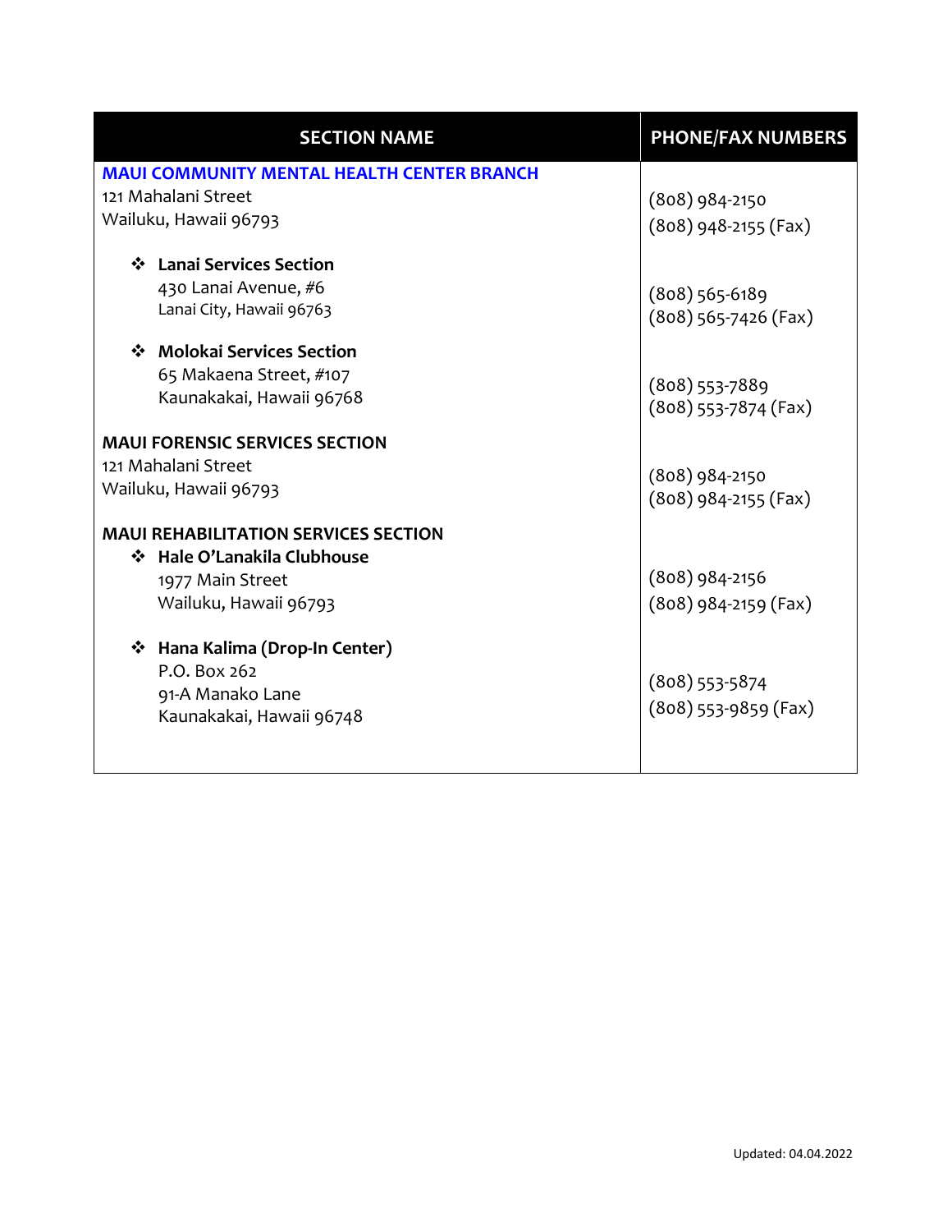| SECTION NAME | PHONE/FAX NUMBERS |
|---|---|
| **MAUI COMMUNITY MENTAL HEALTH CENTER BRANCH**<br>121 Mahalani Street<br>Wailuku, Hawaii 96793 | (808) 984-2150<br>(808) 948-2155 (Fax) |
| ❖ **Lanai Services Section**<br>430 Lanai Avenue, #6<br>Lanai City, Hawaii 96763 | (808) 565-6189<br>(808) 565-7426 (Fax) |
| ❖ **Molokai Services Section**<br>65 Makaena Street, #107<br>Kaunakakai, Hawaii 96768 | (808) 553-7889<br>(808) 553-7874 (Fax) |
| **MAUI FORENSIC SERVICES SECTION**<br>121 Mahalani Street<br>Wailuku, Hawaii 96793 | (808) 984-2150<br>(808) 984-2155 (Fax) |
| **MAUI REHABILITATION SERVICES SECTION**<br>❖ **Hale O'Lanakila Clubhouse**<br>1977 Main Street<br>Wailuku, Hawaii 96793 | (808) 984-2156<br>(808) 984-2159 (Fax) |
| ❖ **Hana Kalima (Drop-In Center)**<br>P.O. Box 262<br>91-A Manako Lane<br>Kaunakakai, Hawaii 96748 | (808) 553-5874<br>(808) 553-9859 (Fax) |

Updated: 04.04.2022